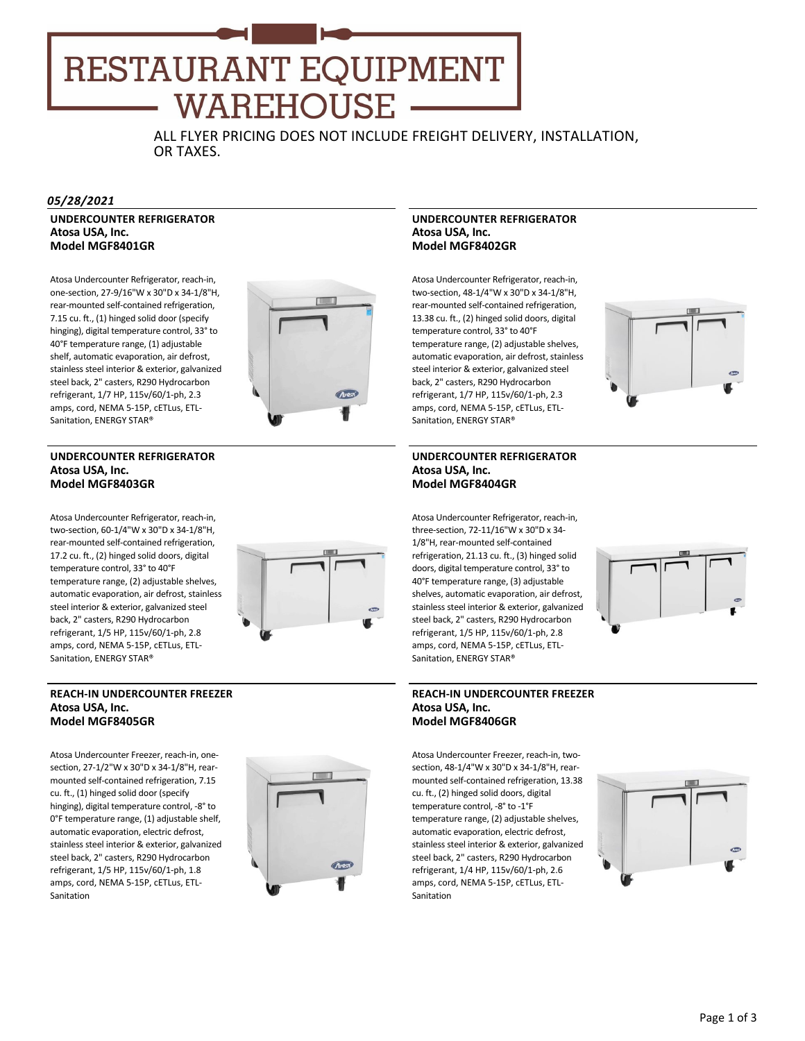# RESTAURANT EQUIPMENT WAREHOUSE

ALL FLYER PRICING DOES NOT INCLUDE FREIGHT DELIVERY, INSTALLATION, OR TAXES.

***05/28/2021***

**UNDERCOUNTER REFRIGERATOR**
**Atosa USA, Inc.**
**Model MGF8401GR**

Atosa Undercounter Refrigerator, reach-in, one-section, 27-9/16"W x 30"D x 34-1/8"H, rear-mounted self-contained refrigeration, 7.15 cu. ft., (1) hinged solid door (specify hinging), digital temperature control, 33° to 40°F temperature range, (1) adjustable shelf, automatic evaporation, air defrost, stainless steel interior & exterior, galvanized steel back, 2" casters, R290 Hydrocarbon refrigerant, 1/7 HP, 115v/60/1-ph, 2.3 amps, cord, NEMA 5-15P, cETLus, ETL-Sanitation, ENERGY STAR®

**UNDERCOUNTER REFRIGERATOR**
**Atosa USA, Inc.**
**Model MGF8402GR**

Atosa Undercounter Refrigerator, reach-in, two-section, 48-1/4"W x 30"D x 34-1/8"H, rear-mounted self-contained refrigeration, 13.38 cu. ft., (2) hinged solid doors, digital temperature control, 33° to 40°F temperature range, (2) adjustable shelves, automatic evaporation, air defrost, stainless steel interior & exterior, galvanized steel back, 2" casters, R290 Hydrocarbon refrigerant, 1/7 HP, 115v/60/1-ph, 2.3 amps, cord, NEMA 5-15P, cETLus, ETL-Sanitation, ENERGY STAR®

**UNDERCOUNTER REFRIGERATOR**
**Atosa USA, Inc.**
**Model MGF8403GR**

Atosa Undercounter Refrigerator, reach-in, two-section, 60-1/4"W x 30"D x 34-1/8"H, rear-mounted self-contained refrigeration, 17.2 cu. ft., (2) hinged solid doors, digital temperature control, 33° to 40°F temperature range, (2) adjustable shelves, automatic evaporation, air defrost, stainless steel interior & exterior, galvanized steel back, 2" casters, R290 Hydrocarbon refrigerant, 1/5 HP, 115v/60/1-ph, 2.8 amps, cord, NEMA 5-15P, cETLus, ETL-Sanitation, ENERGY STAR®

**UNDERCOUNTER REFRIGERATOR**
**Atosa USA, Inc.**
**Model MGF8404GR**

Atosa Undercounter Refrigerator, reach-in, three-section, 72-11/16"W x 30"D x 34-1/8"H, rear-mounted self-contained refrigeration, 21.13 cu. ft., (3) hinged solid doors, digital temperature control, 33° to 40°F temperature range, (3) adjustable shelves, automatic evaporation, air defrost, stainless steel interior & exterior, galvanized steel back, 2" casters, R290 Hydrocarbon refrigerant, 1/5 HP, 115v/60/1-ph, 2.8 amps, cord, NEMA 5-15P, cETLus, ETL-Sanitation, ENERGY STAR®

**REACH-IN UNDERCOUNTER FREEZER**
**Atosa USA, Inc.**
**Model MGF8405GR**

Atosa Undercounter Freezer, reach-in, one-section, 27-1/2"W x 30"D x 34-1/8"H, rear-mounted self-contained refrigeration, 7.15 cu. ft., (1) hinged solid door (specify hinging), digital temperature control, -8° to 0°F temperature range, (1) adjustable shelf, automatic evaporation, electric defrost, stainless steel interior & exterior, galvanized steel back, 2" casters, R290 Hydrocarbon refrigerant, 1/5 HP, 115v/60/1-ph, 1.8 amps, cord, NEMA 5-15P, cETLus, ETL-Sanitation

**REACH-IN UNDERCOUNTER FREEZER**
**Atosa USA, Inc.**
**Model MGF8406GR**

Atosa Undercounter Freezer, reach-in, two-section, 48-1/4"W x 30"D x 34-1/8"H, rear-mounted self-contained refrigeration, 13.38 cu. ft., (2) hinged solid doors, digital temperature control, -8° to -1°F temperature range, (2) adjustable shelves, automatic evaporation, electric defrost, stainless steel interior & exterior, galvanized steel back, 2" casters, R290 Hydrocarbon refrigerant, 1/4 HP, 115v/60/1-ph, 2.6 amps, cord, NEMA 5-15P, cETLus, ETL-Sanitation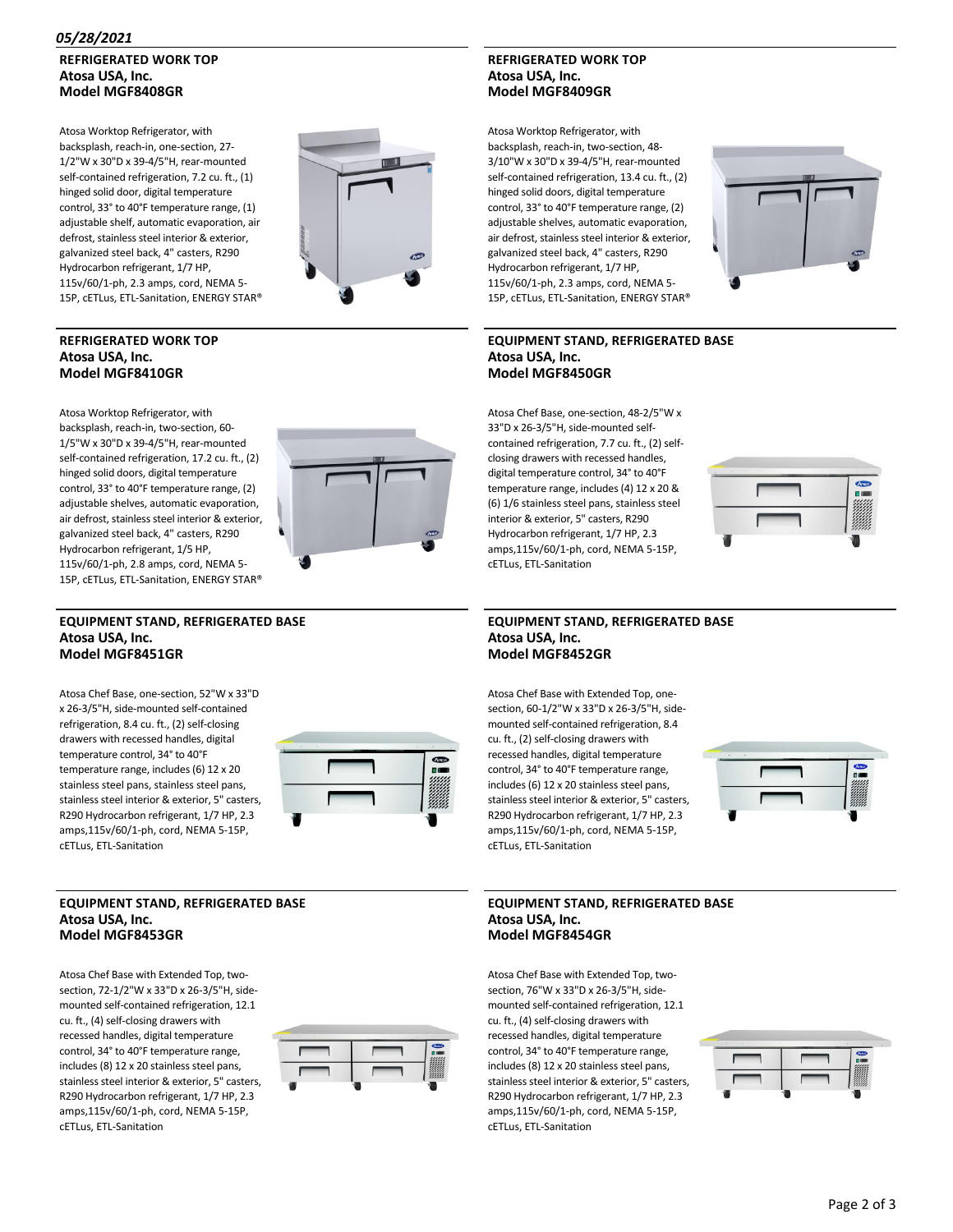*05/28/2021*

**REFRIGERATED WORK TOP**
**Atosa USA, Inc.**
**Model MGF8408GR**

Atosa Worktop Refrigerator, with backsplash, reach-in, one-section, 27-1/2"W x 30"D x 39-4/5"H, rear-mounted self-contained refrigeration, 7.2 cu. ft., (1) hinged solid door, digital temperature control, 33° to 40°F temperature range, (1) adjustable shelf, automatic evaporation, air defrost, stainless steel interior & exterior, galvanized steel back, 4" casters, R290 Hydrocarbon refrigerant, 1/7 HP, 115v/60/1-ph, 2.3 amps, cord, NEMA 5-15P, cETLus, ETL-Sanitation, ENERGY STAR®

**REFRIGERATED WORK TOP**
**Atosa USA, Inc.**
**Model MGF8409GR**

Atosa Worktop Refrigerator, with backsplash, reach-in, two-section, 48-3/10"W x 30"D x 39-4/5"H, rear-mounted self-contained refrigeration, 13.4 cu. ft., (2) hinged solid doors, digital temperature control, 33° to 40°F temperature range, (2) adjustable shelves, automatic evaporation, air defrost, stainless steel interior & exterior, galvanized steel back, 4" casters, R290 Hydrocarbon refrigerant, 1/7 HP, 115v/60/1-ph, 2.3 amps, cord, NEMA 5-15P, cETLus, ETL-Sanitation, ENERGY STAR®

**REFRIGERATED WORK TOP**
**Atosa USA, Inc.**
**Model MGF8410GR**

Atosa Worktop Refrigerator, with backsplash, reach-in, two-section, 60-1/5"W x 30"D x 39-4/5"H, rear-mounted self-contained refrigeration, 17.2 cu. ft., (2) hinged solid doors, digital temperature control, 33° to 40°F temperature range, (2) adjustable shelves, automatic evaporation, air defrost, stainless steel interior & exterior, galvanized steel back, 4" casters, R290 Hydrocarbon refrigerant, 1/5 HP, 115v/60/1-ph, 2.8 amps, cord, NEMA 5-15P, cETLus, ETL-Sanitation, ENERGY STAR®

**EQUIPMENT STAND, REFRIGERATED BASE**
**Atosa USA, Inc.**
**Model MGF8450GR**

Atosa Chef Base, one-section, 48-2/5"W x 33"D x 26-3/5"H, side-mounted self-contained refrigeration, 7.7 cu. ft., (2) self-closing drawers with recessed handles, digital temperature control, 34° to 40°F temperature range, includes (4) 12 x 20 & (6) 1/6 stainless steel pans, stainless steel interior & exterior, 5" casters, R290 Hydrocarbon refrigerant, 1/7 HP, 2.3 amps,115v/60/1-ph, cord, NEMA 5-15P, cETLus, ETL-Sanitation

**EQUIPMENT STAND, REFRIGERATED BASE**
**Atosa USA, Inc.**
**Model MGF8451GR**

Atosa Chef Base, one-section, 52"W x 33"D x 26-3/5"H, side-mounted self-contained refrigeration, 8.4 cu. ft., (2) self-closing drawers with recessed handles, digital temperature control, 34° to 40°F temperature range, includes (6) 12 x 20 stainless steel pans, stainless steel interior & exterior, 5" casters, R290 Hydrocarbon refrigerant, 1/7 HP, 2.3 amps,115v/60/1-ph, cord, NEMA 5-15P, cETLus, ETL-Sanitation

**EQUIPMENT STAND, REFRIGERATED BASE**
**Atosa USA, Inc.**
**Model MGF8452GR**

Atosa Chef Base with Extended Top, one-section, 60-1/2"W x 33"D x 26-3/5"H, side-mounted self-contained refrigeration, 8.4 cu. ft., (2) self-closing drawers with recessed handles, digital temperature control, 34° to 40°F temperature range, includes (6) 12 x 20 stainless steel pans, stainless steel interior & exterior, 5" casters, R290 Hydrocarbon refrigerant, 1/7 HP, 2.3 amps,115v/60/1-ph, cord, NEMA 5-15P, cETLus, ETL-Sanitation

**EQUIPMENT STAND, REFRIGERATED BASE**
**Atosa USA, Inc.**
**Model MGF8453GR**

Atosa Chef Base with Extended Top, two-section, 72-1/2"W x 33"D x 26-3/5"H, side-mounted self-contained refrigeration, 12.1 cu. ft., (4) self-closing drawers with recessed handles, digital temperature control, 34° to 40°F temperature range, includes (8) 12 x 20 stainless steel pans, stainless steel interior & exterior, 5" casters, R290 Hydrocarbon refrigerant, 1/7 HP, 2.3 amps,115v/60/1-ph, cord, NEMA 5-15P, cETLus, ETL-Sanitation

**EQUIPMENT STAND, REFRIGERATED BASE**
**Atosa USA, Inc.**
**Model MGF8454GR**

Atosa Chef Base with Extended Top, two-section, 76"W x 33"D x 26-3/5"H, side-mounted self-contained refrigeration, 12.1 cu. ft., (4) self-closing drawers with recessed handles, digital temperature control, 34° to 40°F temperature range, includes (8) 12 x 20 stainless steel pans, stainless steel interior & exterior, 5" casters, R290 Hydrocarbon refrigerant, 1/7 HP, 2.3 amps,115v/60/1-ph, cord, NEMA 5-15P, cETLus, ETL-Sanitation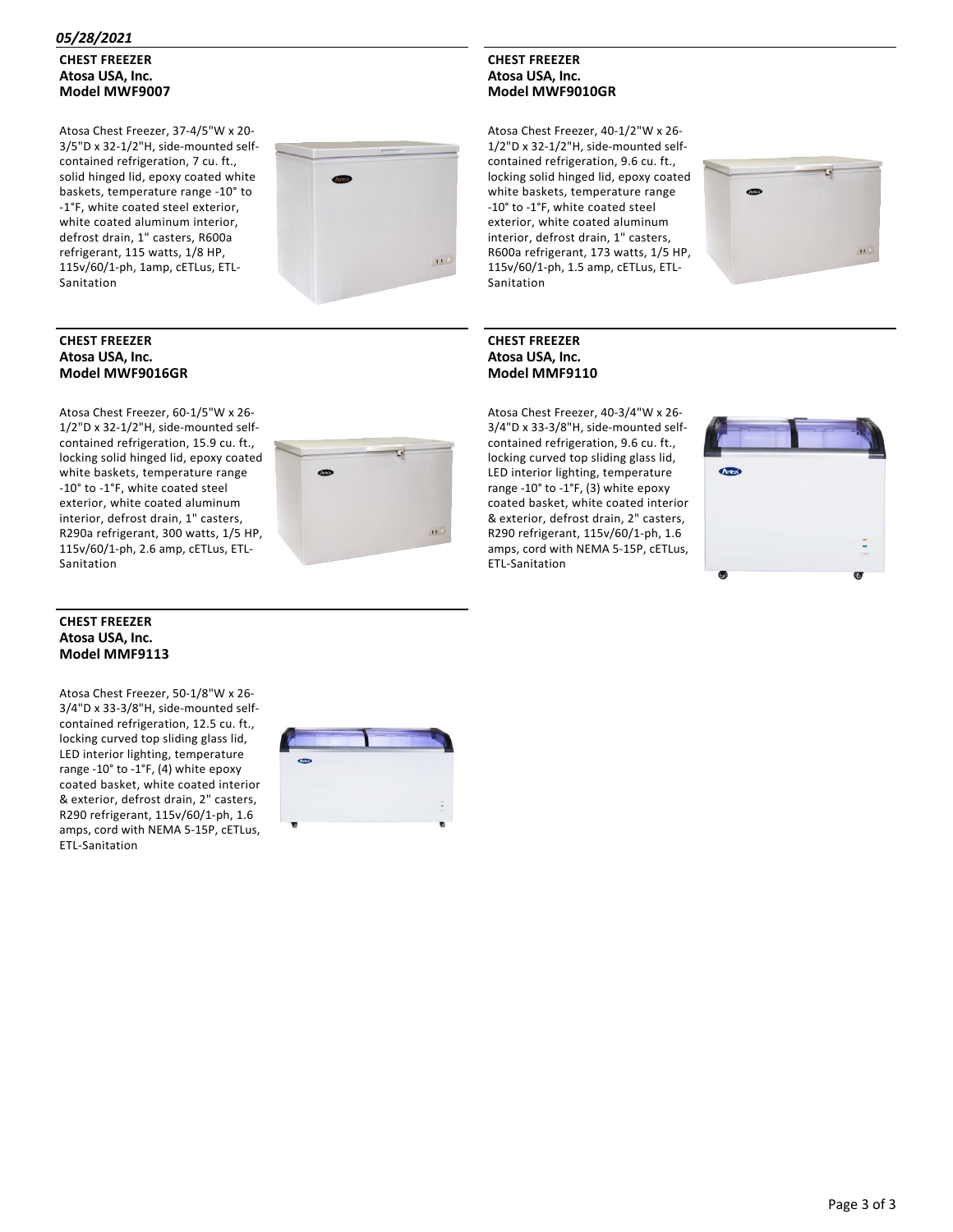*05/28/2021*

**CHEST FREEZER**
**Atosa USA, Inc.**
**Model MWF9007**

Atosa Chest Freezer, 37-4/5"W x 20-3/5"D x 32-1/2"H, side-mounted self-contained refrigeration, 7 cu. ft., solid hinged lid, epoxy coated white baskets, temperature range -10° to -1°F, white coated steel exterior, white coated aluminum interior, defrost drain, 1" casters, R600a refrigerant, 115 watts, 1/8 HP, 115v/60/1-ph, 1amp, cETLus, ETL-Sanitation

**CHEST FREEZER**
**Atosa USA, Inc.**
**Model MWF9010GR**

Atosa Chest Freezer, 40-1/2"W x 26-1/2"D x 32-1/2"H, side-mounted self-contained refrigeration, 9.6 cu. ft., locking solid hinged lid, epoxy coated white baskets, temperature range -10° to -1°F, white coated steel exterior, white coated aluminum interior, defrost drain, 1" casters, R600a refrigerant, 173 watts, 1/5 HP, 115v/60/1-ph, 1.5 amp, cETLus, ETL-Sanitation

**CHEST FREEZER**
**Atosa USA, Inc.**
**Model MWF9016GR**

Atosa Chest Freezer, 60-1/5"W x 26-1/2"D x 32-1/2"H, side-mounted self-contained refrigeration, 15.9 cu. ft., locking solid hinged lid, epoxy coated white baskets, temperature range -10° to -1°F, white coated steel exterior, white coated aluminum interior, defrost drain, 1" casters, R290a refrigerant, 300 watts, 1/5 HP, 115v/60/1-ph, 2.6 amp, cETLus, ETL-Sanitation

**CHEST FREEZER**
**Atosa USA, Inc.**
**Model MMF9110**

Atosa Chest Freezer, 40-3/4"W x 26-3/4"D x 33-3/8"H, side-mounted self-contained refrigeration, 9.6 cu. ft., locking curved top sliding glass lid, LED interior lighting, temperature range -10° to -1°F, (3) white epoxy coated basket, white coated interior & exterior, defrost drain, 2" casters, R290 refrigerant, 115v/60/1-ph, 1.6 amps, cord with NEMA 5-15P, cETLus, ETL-Sanitation

**CHEST FREEZER**
**Atosa USA, Inc.**
**Model MMF9113**

Atosa Chest Freezer, 50-1/8"W x 26-3/4"D x 33-3/8"H, side-mounted self-contained refrigeration, 12.5 cu. ft., locking curved top sliding glass lid, LED interior lighting, temperature range -10° to -1°F, (4) white epoxy coated basket, white coated interior & exterior, defrost drain, 2" casters, R290 refrigerant, 115v/60/1-ph, 1.6 amps, cord with NEMA 5-15P, cETLus, ETL-Sanitation